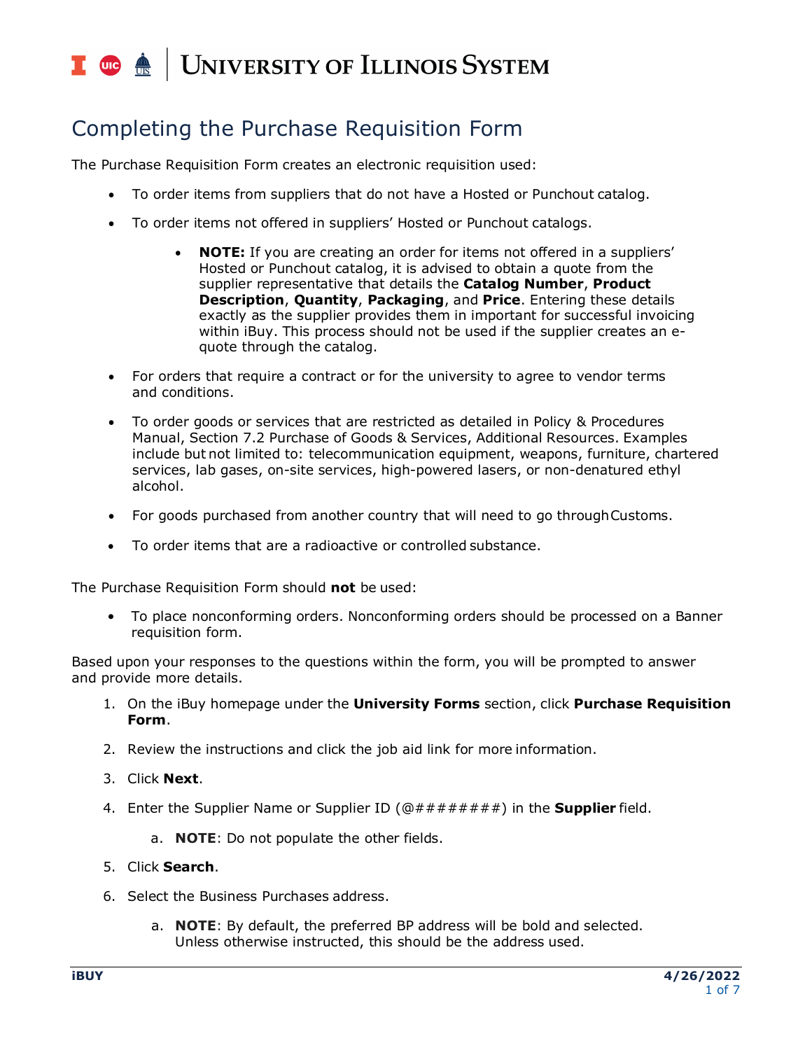# Completing the Purchase Requisition Form

The Purchase Requisition Form creates an electronic requisition used:

- To order items from suppliers that do not have a Hosted or Punchout catalog.
- To order items not offered in suppliers' Hosted or Punchout catalogs.
    - **NOTE:** If you are creating an order for items not offered in a suppliers' Hosted or Punchout catalog, it is advised to obtain a quote from the supplier representative that details the **Catalog Number**, **Product Description**, **Quantity**, **Packaging**, and **Price**. Entering these details exactly as the supplier provides them in important for successful invoicing within iBuy. This process should not be used if the supplier creates an e-quote through the catalog.
- For orders that require a contract or for the university to agree to vendor terms and conditions.
- To order goods or services that are restricted as detailed in Policy & Procedures Manual, Section 7.2 Purchase of Goods & Services, Additional Resources. Examples include but not limited to: telecommunication equipment, weapons, furniture, chartered services, lab gases, on-site services, high-powered lasers, or non-denatured ethyl alcohol.
- For goods purchased from another country that will need to go through Customs.
- To order items that are a radioactive or controlled substance.

The Purchase Requisition Form should **not** be used:

- To place nonconforming orders. Nonconforming orders should be processed on a Banner requisition form.

Based upon your responses to the questions within the form, you will be prompted to answer and provide more details.

1. On the iBuy homepage under the **University Forms** section, click **Purchase Requisition Form**.
2. Review the instructions and click the job aid link for more information.
3. Click **Next**.
4. Enter the Supplier Name or Supplier ID (@########) in the **Supplier** field.
    a. **NOTE**: Do not populate the other fields.
5. Click **Search**.
6. Select the Business Purchases address.
    a. **NOTE**: By default, the preferred BP address will be bold and selected. Unless otherwise instructed, this should be the address used.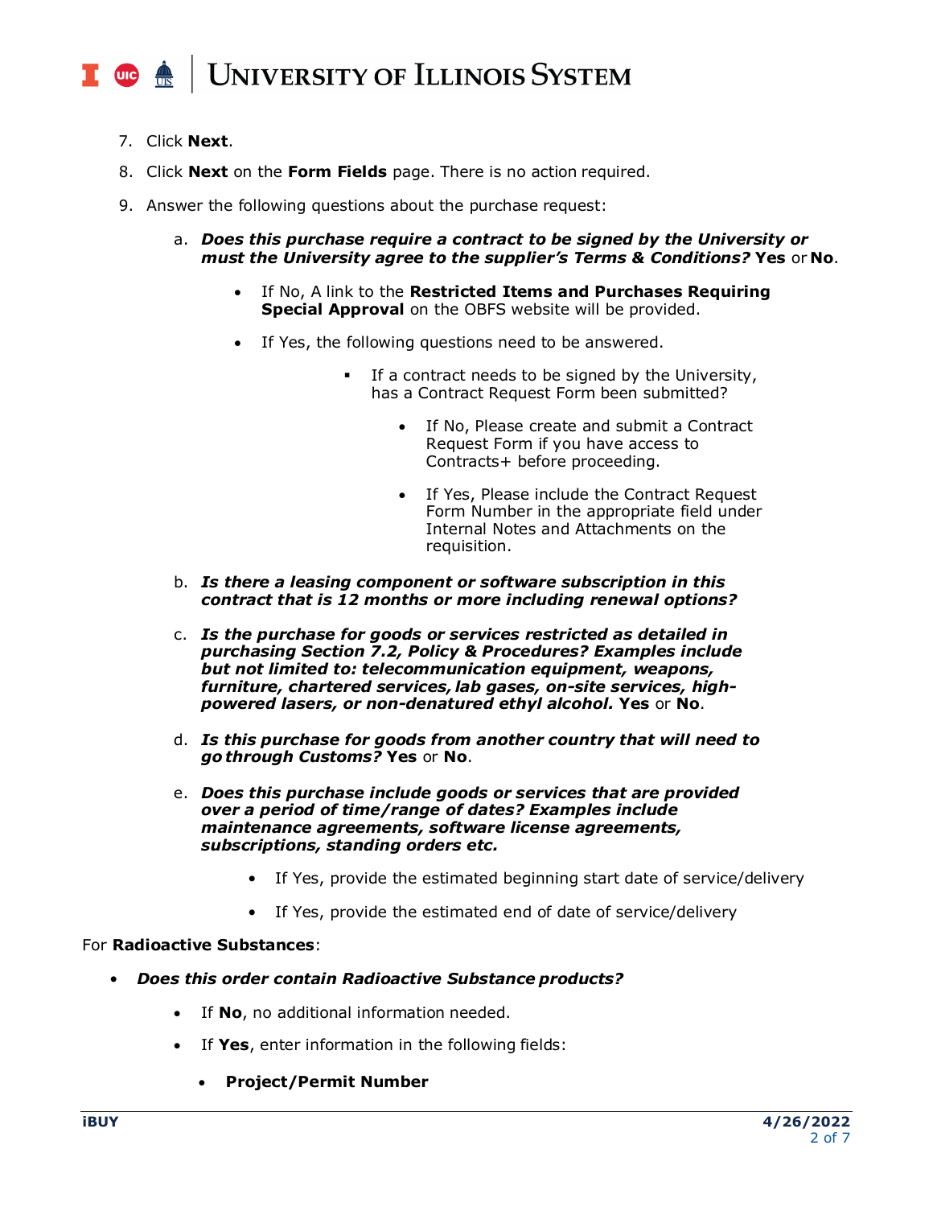7. Click **Next**.
8. Click **Next** on the **Form Fields** page. There is no action required.
9. Answer the following questions about the purchase request:

    a. ***Does this purchase require a contract to be signed by the University or must the University agree to the supplier's Terms & Conditions?*** **Yes** or **No**.

    - If No, A link to the **Restricted Items and Purchases Requiring Special Approval** on the OBFS website will be provided.
    - If Yes, the following questions need to be answered.
        - If a contract needs to be signed by the University, has a Contract Request Form been submitted?
            - If No, Please create and submit a Contract Request Form if you have access to Contracts+ before proceeding.
            - If Yes, Please include the Contract Request Form Number in the appropriate field under Internal Notes and Attachments on the requisition.

    b. ***Is there a leasing component or software subscription in this contract that is 12 months or more including renewal options?***

    c. ***Is the purchase for goods or services restricted as detailed in purchasing Section 7.2, Policy & Procedures? Examples include but not limited to: telecommunication equipment, weapons, furniture, chartered services, lab gases, on-site services, high-powered lasers, or non-denatured ethyl alcohol.*** **Yes** or **No**.

    d. ***Is this purchase for goods from another country that will need to go through Customs?*** **Yes** or **No**.

    e. ***Does this purchase include goods or services that are provided over a period of time/range of dates? Examples include maintenance agreements, software license agreements, subscriptions, standing orders etc.***

    - If Yes, provide the estimated beginning start date of service/delivery
    - If Yes, provide the estimated end of date of service/delivery

For **Radioactive Substances**:

- ***Does this order contain Radioactive Substance products?***
    - If **No**, no additional information needed.
    - If **Yes**, enter information in the following fields:
        - **Project/Permit Number**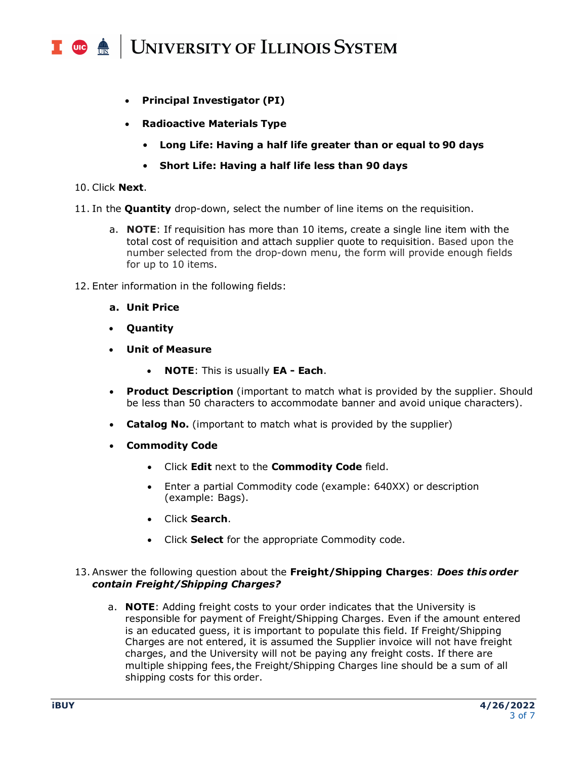- **Principal Investigator (PI)**
- **Radioactive Materials Type**
  - **Long Life: Having a half life greater than or equal to 90 days**
  - **Short Life: Having a half life less than 90 days**

10. Click **Next**.
11. In the **Quantity** drop-down, select the number of line items on the requisition.
    a. **NOTE**: If requisition has more than 10 items, create a single line item with the total cost of requisition and attach supplier quote to requisition. Based upon the number selected from the drop-down menu, the form will provide enough fields for up to 10 items.
12. Enter information in the following fields:
    a. **Unit Price**
    - **Quantity**
    - **Unit of Measure**
      - **NOTE**: This is usually **EA - Each**.
    - **Product Description** (important to match what is provided by the supplier. Should be less than 50 characters to accommodate banner and avoid unique characters).
    - **Catalog No.** (important to match what is provided by the supplier)
    - **Commodity Code**
      - Click **Edit** next to the **Commodity Code** field.
      - Enter a partial Commodity code (example: 640XX) or description (example: Bags).
      - Click **Search**.
      - Click **Select** for the appropriate Commodity code.
13. Answer the following question about the **Freight/Shipping Charges**: ***Does this order contain Freight/Shipping Charges?***
    a. **NOTE**: Adding freight costs to your order indicates that the University is responsible for payment of Freight/Shipping Charges. Even if the amount entered is an educated guess, it is important to populate this field. If Freight/Shipping Charges are not entered, it is assumed the Supplier invoice will not have freight charges, and the University will not be paying any freight costs. If there are multiple shipping fees, the Freight/Shipping Charges line should be a sum of all shipping costs for this order.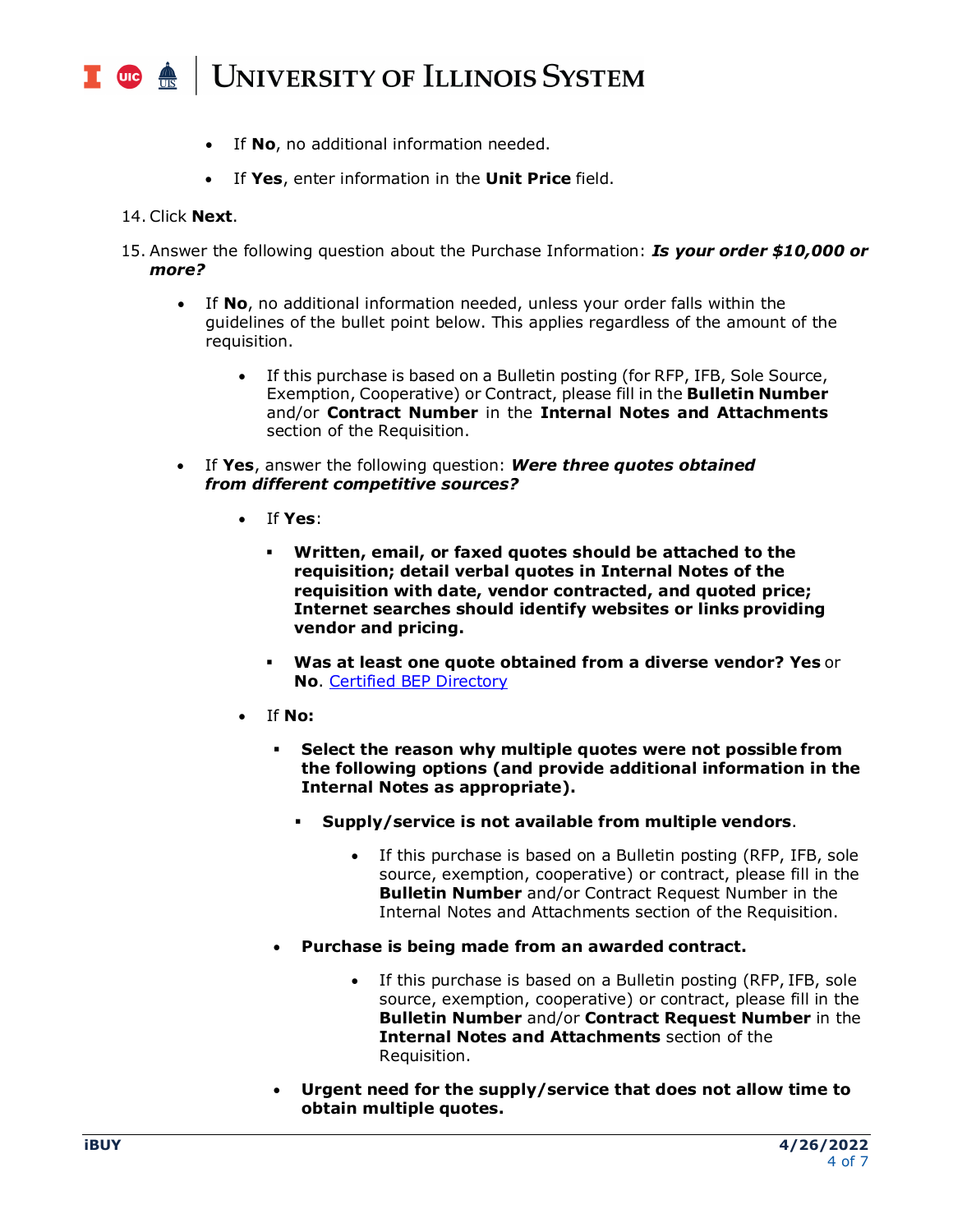- If **No**, no additional information needed.
- If **Yes**, enter information in the **Unit Price** field.

14. Click **Next**.

15. Answer the following question about the Purchase Information: ***Is your order $10,000 or more?***

    - If **No**, no additional information needed, unless your order falls within the guidelines of the bullet point below. This applies regardless of the amount of the requisition.

        - If this purchase is based on a Bulletin posting (for RFP, IFB, Sole Source, Exemption, Cooperative) or Contract, please fill in the **Bulletin Number** and/or **Contract Number** in the **Internal Notes and Attachments** section of the Requisition.

    - If **Yes**, answer the following question: ***Were three quotes obtained from different competitive sources?***

        - If **Yes**:

            - **Written, email, or faxed quotes should be attached to the requisition; detail verbal quotes in Internal Notes of the requisition with date, vendor contracted, and quoted price; Internet searches should identify websites or links providing vendor and pricing.**

            - **Was at least one quote obtained from a diverse vendor? Yes** or **No**. [Certified BEP Directory]

        - If **No:**

            - **Select the reason why multiple quotes were not possible from the following options (and provide additional information in the Internal Notes as appropriate).**

                - **Supply/service is not available from multiple vendors**.

                    - If this purchase is based on a Bulletin posting (RFP, IFB, sole source, exemption, cooperative) or contract, please fill in the **Bulletin Number** and/or Contract Request Number in the Internal Notes and Attachments section of the Requisition.

            - **Purchase is being made from an awarded contract.**

                - If this purchase is based on a Bulletin posting (RFP, IFB, sole source, exemption, cooperative) or contract, please fill in the **Bulletin Number** and/or **Contract Request Number** in the **Internal Notes and Attachments** section of the Requisition.

            - **Urgent need for the supply/service that does not allow time to obtain multiple quotes.**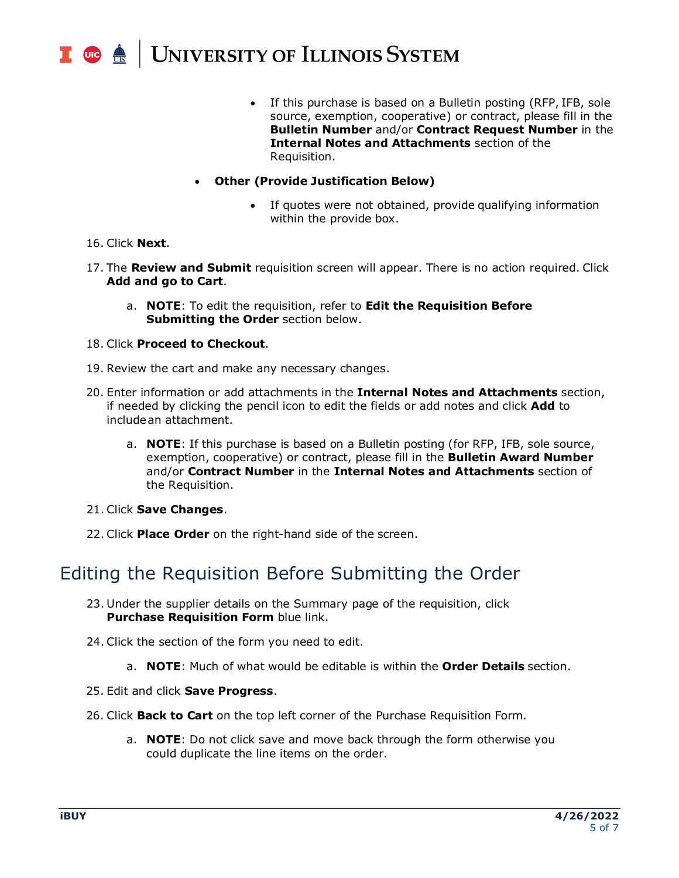- If this purchase is based on a Bulletin posting (RFP, IFB, sole source, exemption, cooperative) or contract, please fill in the **Bulletin Number** and/or **Contract Request Number** in the **Internal Notes and Attachments** section of the Requisition.

- **Other (Provide Justification Below)**
    - If quotes were not obtained, provide qualifying information within the provide box.

16. Click **Next**.
17. The **Review and Submit** requisition screen will appear. There is no action required. Click **Add and go to Cart**.
    a. **NOTE**: To edit the requisition, refer to **Edit the Requisition Before Submitting the Order** section below.
18. Click **Proceed to Checkout**.
19. Review the cart and make any necessary changes.
20. Enter information or add attachments in the **Internal Notes and Attachments** section, if needed by clicking the pencil icon to edit the fields or add notes and click **Add** to include an attachment.
    a. **NOTE**: If this purchase is based on a Bulletin posting (for RFP, IFB, sole source, exemption, cooperative) or contract, please fill in the **Bulletin Award Number** and/or **Contract Number** in the **Internal Notes and Attachments** section of the Requisition.
21. Click **Save Changes**.
22. Click **Place Order** on the right-hand side of the screen.

## Editing the Requisition Before Submitting the Order

23. Under the supplier details on the Summary page of the requisition, click **Purchase Requisition Form** blue link.
24. Click the section of the form you need to edit.
    a. **NOTE**: Much of what would be editable is within the **Order Details** section.
25. Edit and click **Save Progress**.
26. Click **Back to Cart** on the top left corner of the Purchase Requisition Form.
    a. **NOTE**: Do not click save and move back through the form otherwise you could duplicate the line items on the order.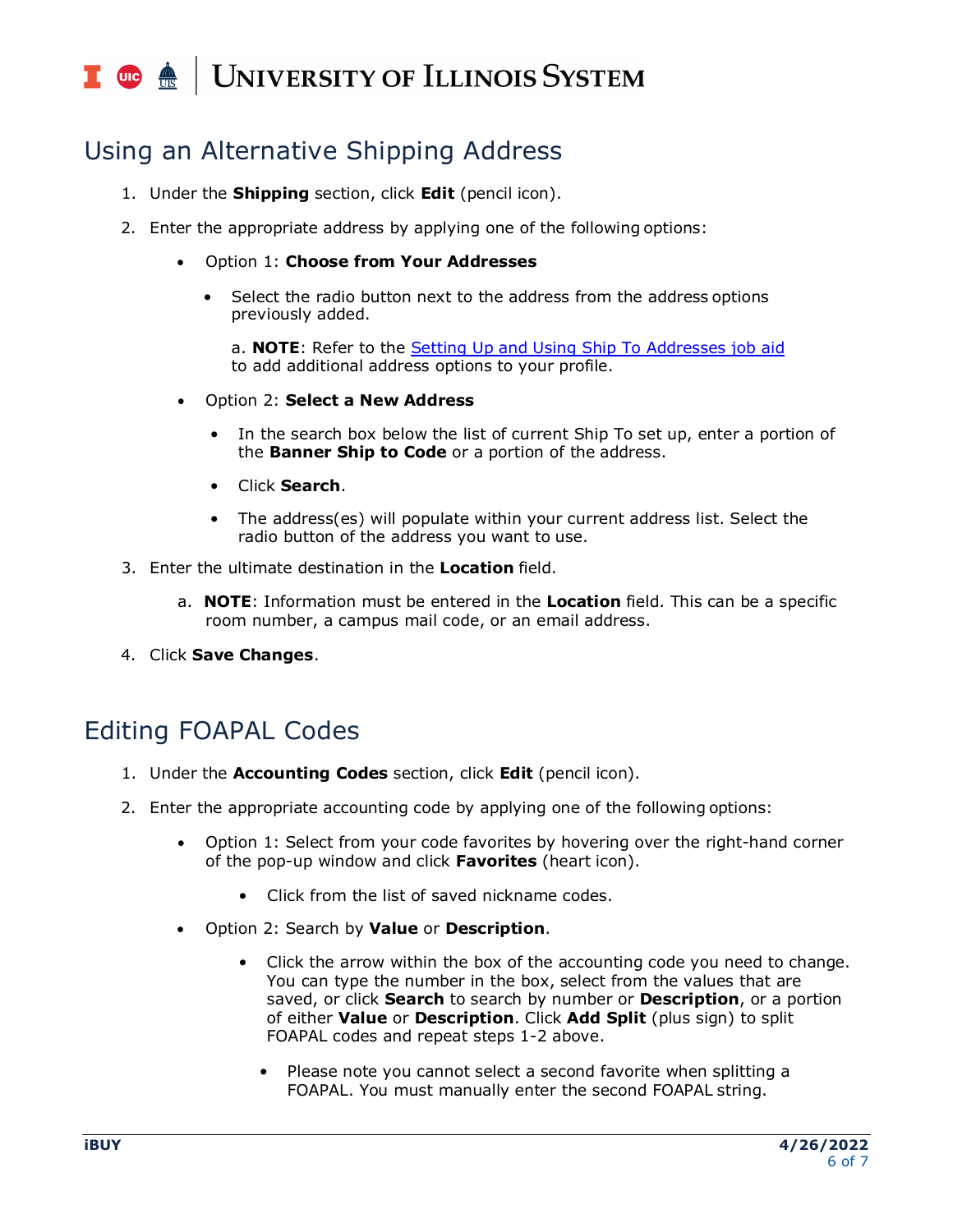## Using an Alternative Shipping Address

1. Under the **Shipping** section, click **Edit** (pencil icon).
2. Enter the appropriate address by applying one of the following options:
   - Option 1: **Choose from Your Addresses**
     - Select the radio button next to the address from the address options previously added.

       a. **NOTE**: Refer to the [Setting Up and Using Ship To Addresses job aid]() to add additional address options to your profile.
   - Option 2: **Select a New Address**
     - In the search box below the list of current Ship To set up, enter a portion of the **Banner Ship to Code** or a portion of the address.
     - Click **Search**.
     - The address(es) will populate within your current address list. Select the radio button of the address you want to use.
3. Enter the ultimate destination in the **Location** field.

   a. **NOTE**: Information must be entered in the **Location** field. This can be a specific room number, a campus mail code, or an email address.
4. Click **Save Changes**.

## Editing FOAPAL Codes

1. Under the **Accounting Codes** section, click **Edit** (pencil icon).
2. Enter the appropriate accounting code by applying one of the following options:
   - Option 1: Select from your code favorites by hovering over the right-hand corner of the pop-up window and click **Favorites** (heart icon).
     - Click from the list of saved nickname codes.
   - Option 2: Search by **Value** or **Description**.
     - Click the arrow within the box of the accounting code you need to change. You can type the number in the box, select from the values that are saved, or click **Search** to search by number or **Description**, or a portion of either **Value** or **Description**. Click **Add Split** (plus sign) to split FOAPAL codes and repeat steps 1-2 above.
       - Please note you cannot select a second favorite when splitting a FOAPAL. You must manually enter the second FOAPAL string.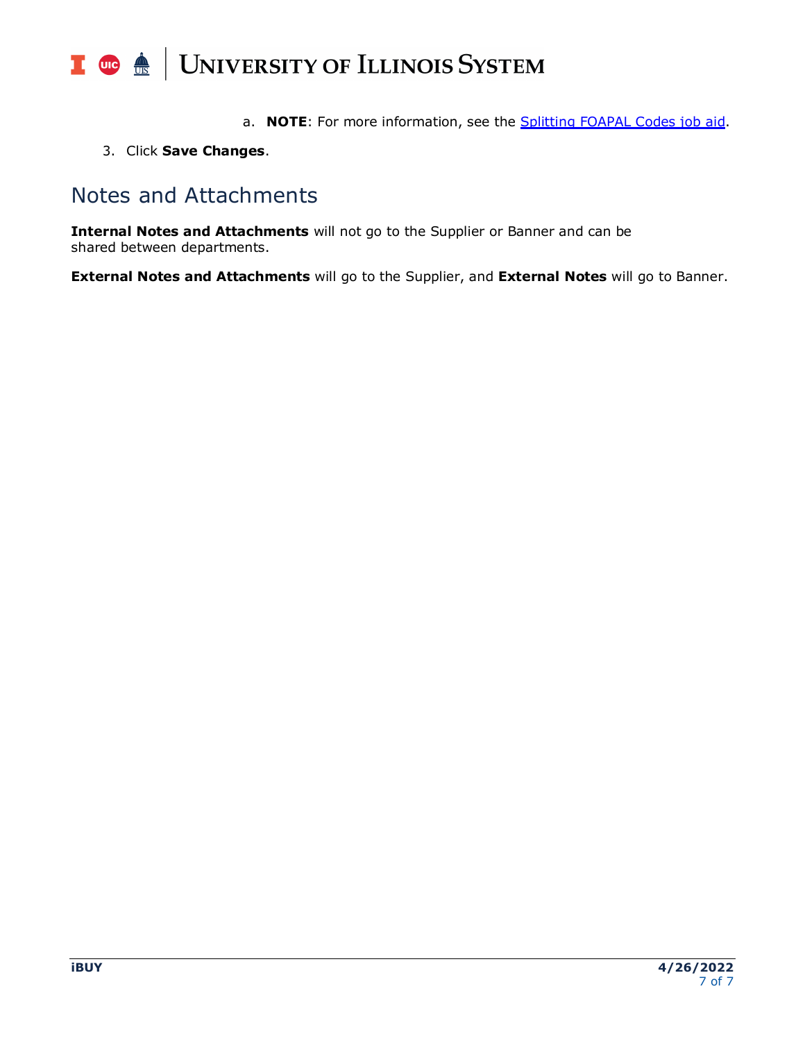a. **NOTE**: For more information, see the Splitting FOAPAL Codes job aid.

3. Click **Save Changes**.

## Notes and Attachments

**Internal Notes and Attachments** will not go to the Supplier or Banner and can be shared between departments.

**External Notes and Attachments** will go to the Supplier, and **External Notes** will go to Banner.